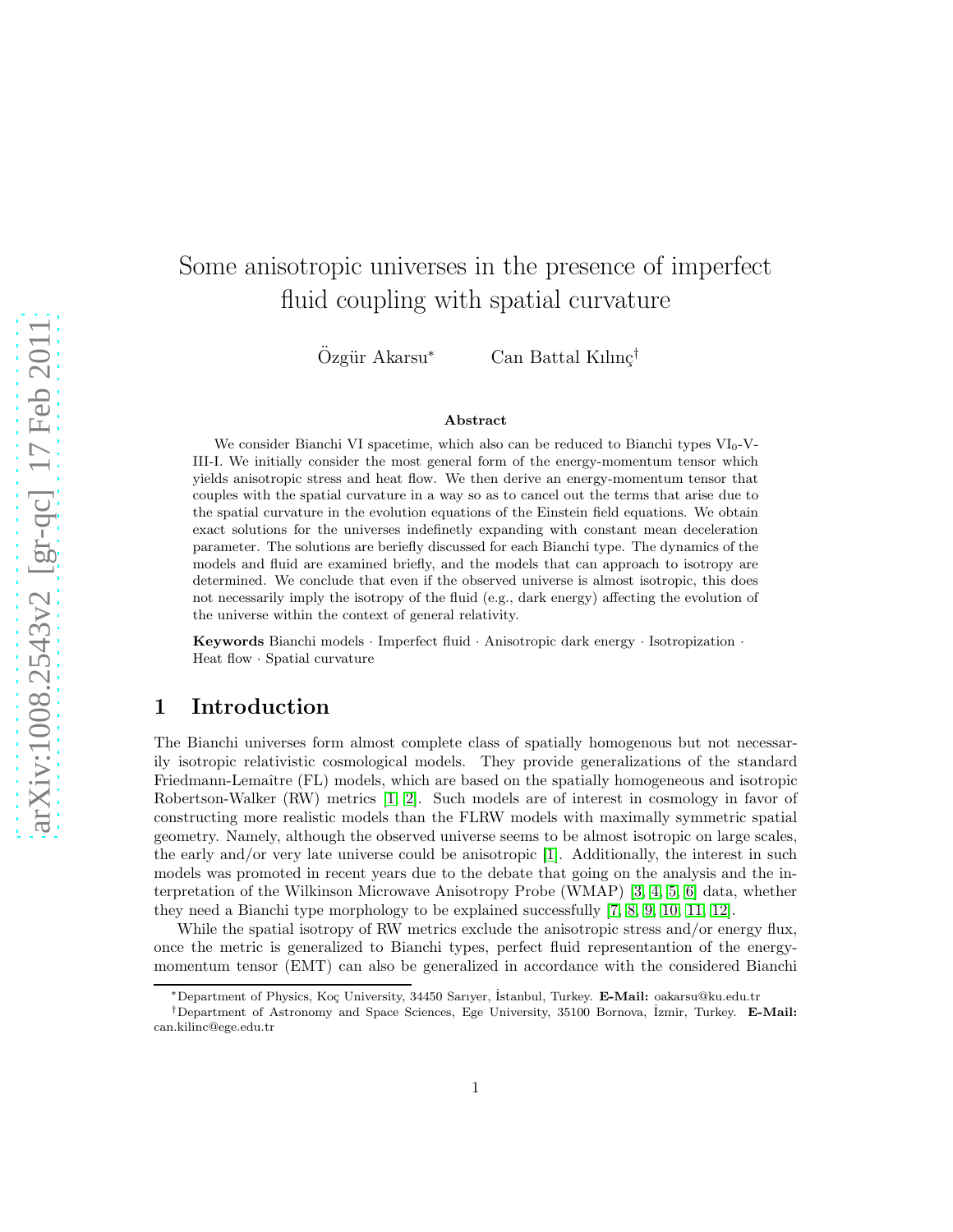# Some anisotropic universes in the presence of imperfect fluid coupling with spatial curvature

Özgür Akarsu[*] Can Battal Kılınç[†]

### Abstract

We consider Bianchi VI spacetime, which also can be reduced to Bianchi types $VI_0$-V-III-I. We initially consider the most general form of the energy-momentum tensor which yields anisotropic stress and heat flow. We then derive an energy-momentum tensor that couples with the spatial curvature in a way so as to cancel out the terms that arise due to the spatial curvature in the evolution equations of the Einstein field equations. We obtain exact solutions for the universes indefinetly expanding with constant mean deceleration parameter. The solutions are beriefly discussed for each Bianchi type. The dynamics of the models and fluid are examined briefly, and the models that can approach to isotropy are determined. We conclude that even if the observed universe is almost isotropic, this does not necessarily imply the isotropy of the fluid (e.g., dark energy) affecting the evolution of the universe within the context of general relativity.

**Keywords** Bianchi models · Imperfect fluid · Anisotropic dark energy · Isotropization · Heat flow · Spatial curvature

## 1 Introduction

The Bianchi universes form almost complete class of spatially homogenous but not necessarily isotropic relativistic cosmological models. They provide generalizations of the standard Friedmann-Lemaître (FL) models, which are based on the spatially homogeneous and isotropic Robertson-Walker (RW) metrics [1, 2]. Such models are of interest in cosmology in favor of constructing more realistic models than the FLRW models with maximally symmetric spatial geometry. Namely, although the observed universe seems to be almost isotropic on large scales, the early and/or very late universe could be anisotropic [1]. Additionally, the interest in such models was promoted in recent years due to the debate that going on the analysis and the interpretation of the Wilkinson Microwave Anisotropy Probe (WMAP) [3, 4, 5, 6] data, whether they need a Bianchi type morphology to be explained successfully [7, 8, 9, 10, 11, 12].

While the spatial isotropy of RW metrics exclude the anisotropic stress and/or energy flux, once the metric is generalized to Bianchi types, perfect fluid representantion of the energy-momentum tensor (EMT) can also be generalized in accordance with the considered Bianchi

[*]Department of Physics, Koç University, 34450 Sarıyer, İstanbul, Turkey. **E-Mail:** oakarsu@ku.edu.tr

[†]Department of Astronomy and Space Sciences, Ege University, 35100 Bornova, İzmir, Turkey. **E-Mail:** can.kilinc@ege.edu.tr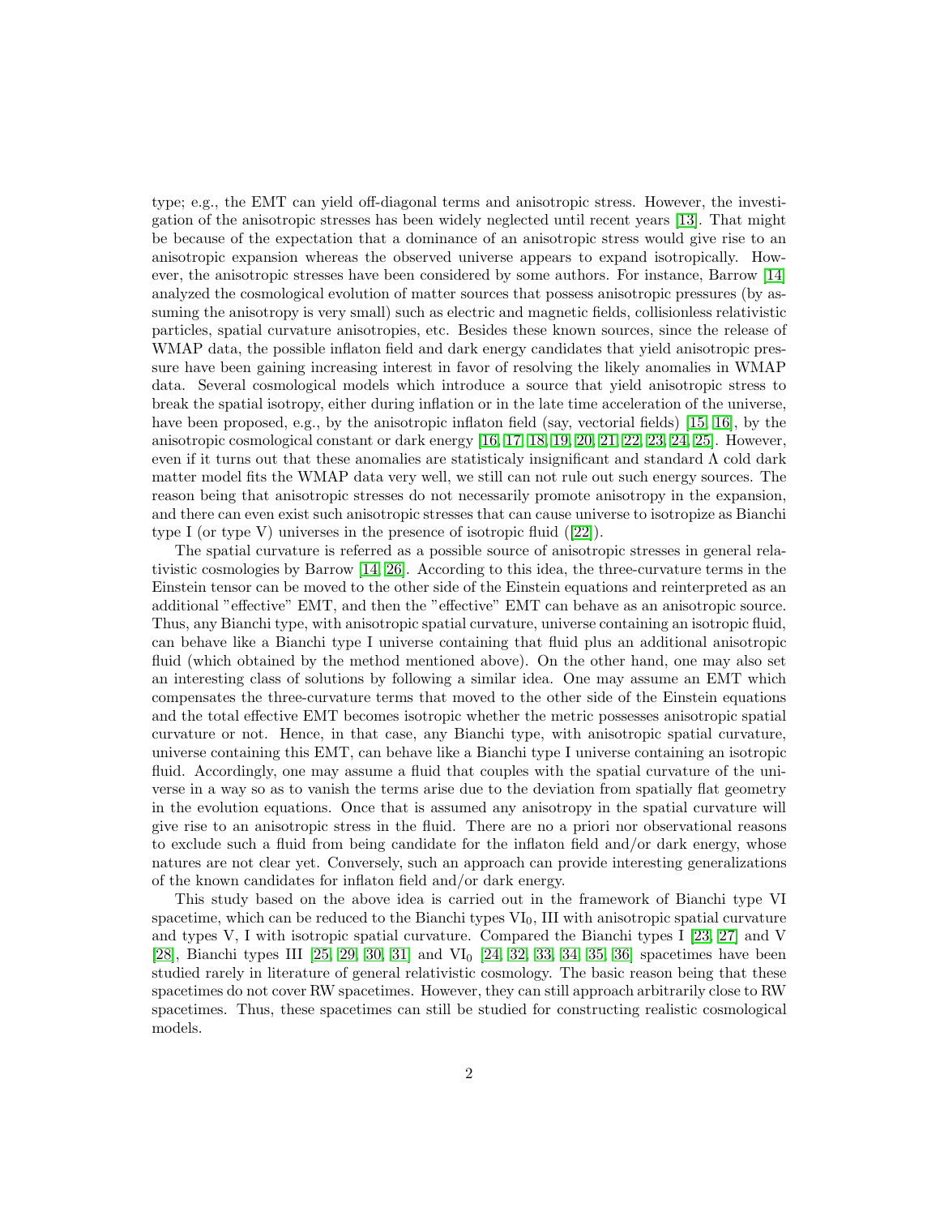type; e.g., the EMT can yield off-diagonal terms and anisotropic stress. However, the investigation of the anisotropic stresses has been widely neglected until recent years [13]. That might be because of the expectation that a dominance of an anisotropic stress would give rise to an anisotropic expansion whereas the observed universe appears to expand isotropically. However, the anisotropic stresses have been considered by some authors. For instance, Barrow [14] analyzed the cosmological evolution of matter sources that possess anisotropic pressures (by assuming the anisotropy is very small) such as electric and magnetic fields, collisionless relativistic particles, spatial curvature anisotropies, etc. Besides these known sources, since the release of WMAP data, the possible inflaton field and dark energy candidates that yield anisotropic pressure have been gaining increasing interest in favor of resolving the likely anomalies in WMAP data. Several cosmological models which introduce a source that yield anisotropic stress to break the spatial isotropy, either during inflation or in the late time acceleration of the universe, have been proposed, e.g., by the anisotropic inflaton field (say, vectorial fields) [15, 16], by the anisotropic cosmological constant or dark energy [16, 17, 18, 19, 20, 21, 22, 23, 24, 25]. However, even if it turns out that these anomalies are statisticaly insignificant and standard $\Lambda$ cold dark matter model fits the WMAP data very well, we still can not rule out such energy sources. The reason being that anisotropic stresses do not necessarily promote anisotropy in the expansion, and there can even exist such anisotropic stresses that can cause universe to isotropize as Bianchi type I (or type V) universes in the presence of isotropic fluid ([22]).

The spatial curvature is referred as a possible source of anisotropic stresses in general relativistic cosmologies by Barrow [14, 26]. According to this idea, the three-curvature terms in the Einstein tensor can be moved to the other side of the Einstein equations and reinterpreted as an additional "effective" EMT, and then the "effective" EMT can behave as an anisotropic source. Thus, any Bianchi type, with anisotropic spatial curvature, universe containing an isotropic fluid, can behave like a Bianchi type I universe containing that fluid plus an additional anisotropic fluid (which obtained by the method mentioned above). On the other hand, one may also set an interesting class of solutions by following a similar idea. One may assume an EMT which compensates the three-curvature terms that moved to the other side of the Einstein equations and the total effective EMT becomes isotropic whether the metric possesses anisotropic spatial curvature or not. Hence, in that case, any Bianchi type, with anisotropic spatial curvature, universe containing this EMT, can behave like a Bianchi type I universe containing an isotropic fluid. Accordingly, one may assume a fluid that couples with the spatial curvature of the universe in a way so as to vanish the terms arise due to the deviation from spatially flat geometry in the evolution equations. Once that is assumed any anisotropy in the spatial curvature will give rise to an anisotropic stress in the fluid. There are no a priori nor observational reasons to exclude such a fluid from being candidate for the inflaton field and/or dark energy, whose natures are not clear yet. Conversely, such an approach can provide interesting generalizations of the known candidates for inflaton field and/or dark energy.

This study based on the above idea is carried out in the framework of Bianchi type VI spacetime, which can be reduced to the Bianchi types $\mathrm{VI}_0$, III with anisotropic spatial curvature and types V, I with isotropic spatial curvature. Compared the Bianchi types I [23, 27] and V [28], Bianchi types III [25, 29, 30, 31] and $\mathrm{VI}_0$ [24, 32, 33, 34, 35, 36] spacetimes have been studied rarely in literature of general relativistic cosmology. The basic reason being that these spacetimes do not cover RW spacetimes. However, they can still approach arbitrarily close to RW spacetimes. Thus, these spacetimes can still be studied for constructing realistic cosmological models.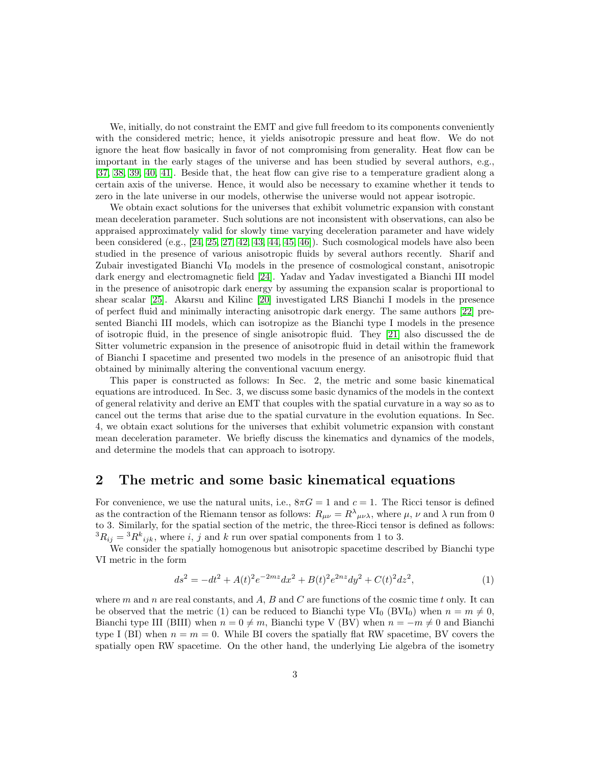We, initially, do not constraint the EMT and give full freedom to its components conveniently with the considered metric; hence, it yields anisotropic pressure and heat flow. We do not ignore the heat flow basically in favor of not compromising from generality. Heat flow can be important in the early stages of the universe and has been studied by several authors, e.g., [37, 38, 39, 40, 41]. Beside that, the heat flow can give rise to a temperature gradient along a certain axis of the universe. Hence, it would also be necessary to examine whether it tends to zero in the late universe in our models, otherwise the universe would not appear isotropic.

We obtain exact solutions for the universes that exhibit volumetric expansion with constant mean deceleration parameter. Such solutions are not inconsistent with observations, can also be appraised approximately valid for slowly time varying deceleration parameter and have widely been considered (e.g., [24, 25, 27, 42, 43, 44, 45, 46]). Such cosmological models have also been studied in the presence of various anisotropic fluids by several authors recently. Sharif and Zubair investigated Bianchi $\mathrm{VI}_0$ models in the presence of cosmological constant, anisotropic dark energy and electromagnetic field [24]. Yadav and Yadav investigated a Bianchi III model in the presence of anisotropic dark energy by assuming the expansion scalar is proportional to shear scalar [25]. Akarsu and Kilinc [20] investigated LRS Bianchi I models in the presence of perfect fluid and minimally interacting anisotropic dark energy. The same authors [22] presented Bianchi III models, which can isotropize as the Bianchi type I models in the presence of isotropic fluid, in the presence of single anisotropic fluid. They [21] also discussed the de Sitter volumetric expansion in the presence of anisotropic fluid in detail within the framework of Bianchi I spacetime and presented two models in the presence of an anisotropic fluid that obtained by minimally altering the conventional vacuum energy.

This paper is constructed as follows: In Sec. 2, the metric and some basic kinematical equations are introduced. In Sec. 3, we discuss some basic dynamics of the models in the context of general relativity and derive an EMT that couples with the spatial curvature in a way so as to cancel out the terms that arise due to the spatial curvature in the evolution equations. In Sec. 4, we obtain exact solutions for the universes that exhibit volumetric expansion with constant mean deceleration parameter. We briefly discuss the kinematics and dynamics of the models, and determine the models that can approach to isotropy.

## 2 The metric and some basic kinematical equations

For convenience, we use the natural units, i.e., $8\pi G = 1$ and $c = 1$. The Ricci tensor is defined as the contraction of the Riemann tensor as follows: $R_{\mu\nu} = R^{\lambda}{}_{\mu\nu\lambda}$, where $\mu$, $\nu$ and $\lambda$ run from 0 to 3. Similarly, for the spatial section of the metric, the three-Ricci tensor is defined as follows: ${}^3R_{ij} = {}^3R^{k}{}_{ijk}$, where $i$, $j$ and $k$ run over spatial components from 1 to 3.

We consider the spatially homogenous but anisotropic spacetime described by Bianchi type VI metric in the form

$$ds^2 = -dt^2 + A(t)^2 e^{-2mz} dx^2 + B(t)^2 e^{2nz} dy^2 + C(t)^2 dz^2, \tag{1}$$

where $m$ and $n$ are real constants, and $A$, $B$ and $C$ are functions of the cosmic time $t$ only. It can be observed that the metric (1) can be reduced to Bianchi type $\mathrm{VI}_0$ ($\mathrm{BVI}_0$) when $n = m \neq 0$, Bianchi type III (BIII) when $n = 0 \neq m$, Bianchi type V (BV) when $n = -m \neq 0$ and Bianchi type I (BI) when $n = m = 0$. While BI covers the spatially flat RW spacetime, BV covers the spatially open RW spacetime. On the other hand, the underlying Lie algebra of the isometry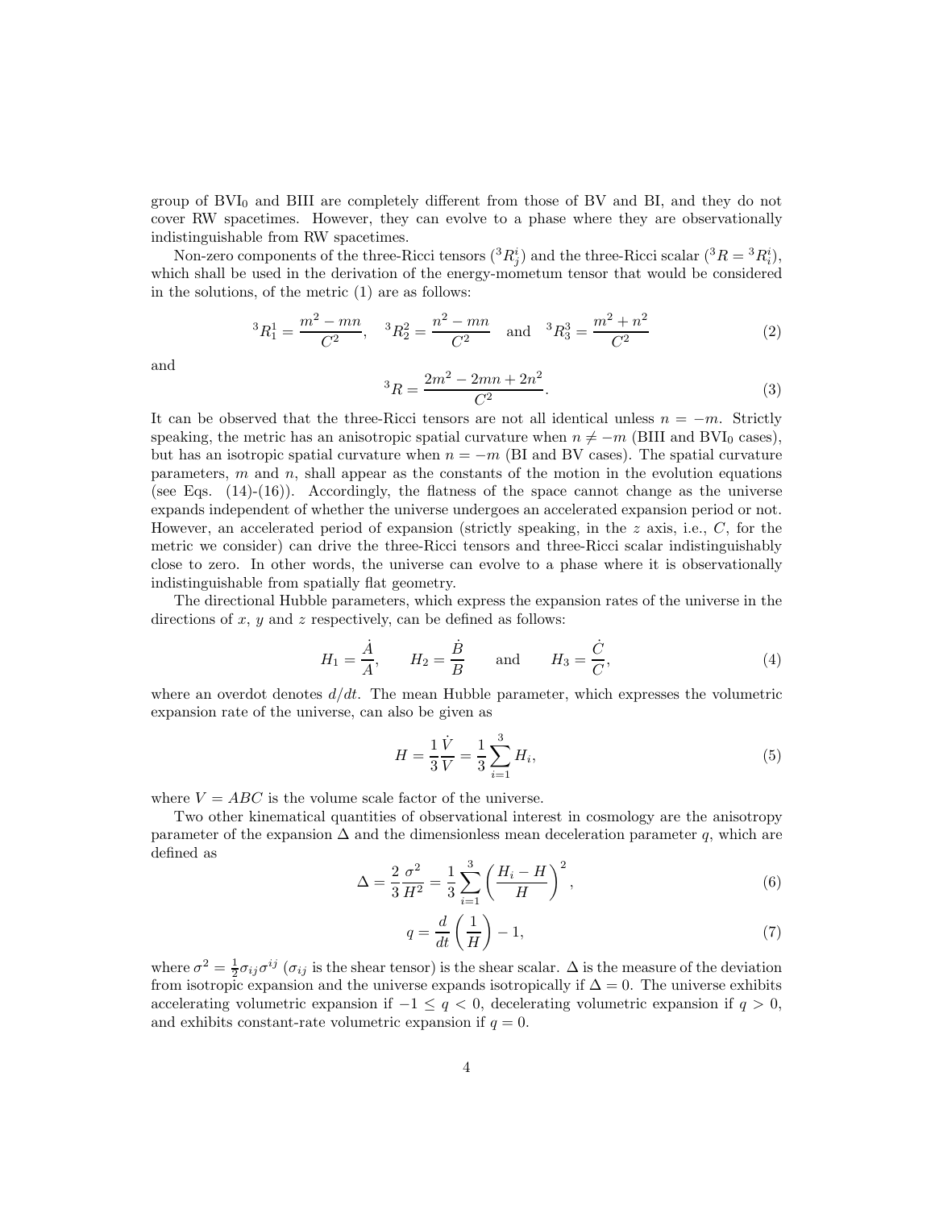group of $BVI_0$ and BIII are completely different from those of BV and BI, and they do not cover RW spacetimes. However, they can evolve to a phase where they are observationally indistinguishable from RW spacetimes.

Non-zero components of the three-Ricci tensors (${}^3R^i_j$) and the three-Ricci scalar (${}^3R = {}^3R^i_i$), which shall be used in the derivation of the energy-momentum tensor that would be considered in the solutions, of the metric (1) are as follows:

$$
{}^3R^1_1 = \frac{m^2 - mn}{C^2}, \quad {}^3R^2_2 = \frac{n^2 - mn}{C^2} \quad \text{and} \quad {}^3R^3_3 = \frac{m^2 + n^2}{C^2} \tag{2}
$$

and

$$
{}^3R = \frac{2m^2 - 2mn + 2n^2}{C^2}. \tag{3}
$$

It can be observed that the three-Ricci tensors are not all identical unless $n = -m$. Strictly speaking, the metric has an anisotropic spatial curvature when $n \neq -m$ (BIII and $BVI_0$ cases), but has an isotropic spatial curvature when $n = -m$ (BI and BV cases). The spatial curvature parameters, $m$ and $n$, shall appear as the constants of the motion in the evolution equations (see Eqs. (14)-(16)). Accordingly, the flatness of the space cannot change as the universe expands independent of whether the universe undergoes an accelerated expansion period or not. However, an accelerated period of expansion (strictly speaking, in the $z$ axis, i.e., $C$, for the metric we consider) can drive the three-Ricci tensors and three-Ricci scalar indistinguishably close to zero. In other words, the universe can evolve to a phase where it is observationally indistinguishable from spatially flat geometry.

The directional Hubble parameters, which express the expansion rates of the universe in the directions of $x$, $y$ and $z$ respectively, can be defined as follows:

$$
H_1 = \frac{\dot{A}}{A}, \qquad H_2 = \frac{\dot{B}}{B} \qquad \text{and} \qquad H_3 = \frac{\dot{C}}{C}, \tag{4}
$$

where an overdot denotes $d/dt$. The mean Hubble parameter, which expresses the volumetric expansion rate of the universe, can also be given as

$$
H = \frac{1}{3}\frac{\dot{V}}{V} = \frac{1}{3}\sum_{i=1}^{3} H_i, \tag{5}
$$

where $V = ABC$ is the volume scale factor of the universe.

Two other kinematical quantities of observational interest in cosmology are the anisotropy parameter of the expansion $\Delta$ and the dimensionless mean deceleration parameter $q$, which are defined as

$$
\Delta = \frac{2}{3}\frac{\sigma^2}{H^2} = \frac{1}{3}\sum_{i=1}^{3}\left(\frac{H_i - H}{H}\right)^2, \tag{6}
$$

$$
q = \frac{d}{dt}\left(\frac{1}{H}\right) - 1, \tag{7}
$$

where $\sigma^2 = \frac{1}{2}\sigma_{ij}\sigma^{ij}$ ($\sigma_{ij}$ is the shear tensor) is the shear scalar. $\Delta$ is the measure of the deviation from isotropic expansion and the universe expands isotropically if $\Delta = 0$. The universe exhibits accelerating volumetric expansion if $-1 \leq q < 0$, decelerating volumetric expansion if $q > 0$, and exhibits constant-rate volumetric expansion if $q = 0$.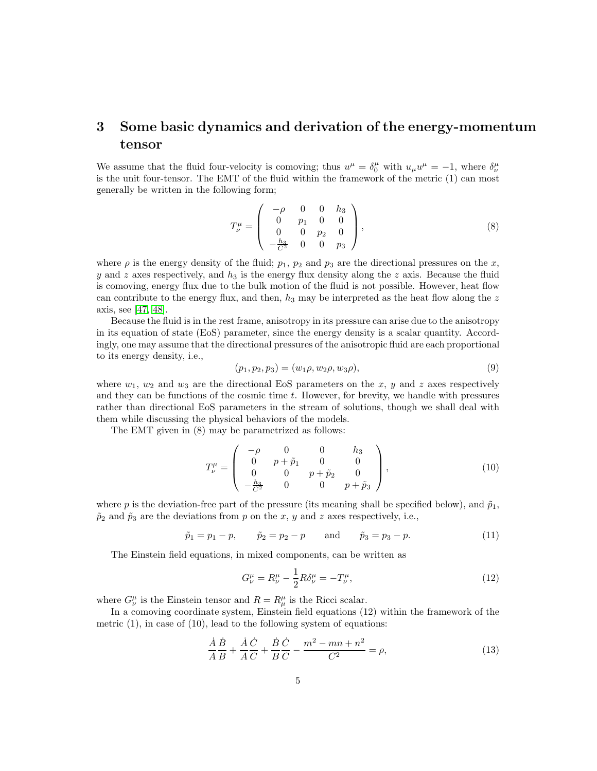## 3 Some basic dynamics and derivation of the energy-momentum tensor

We assume that the fluid four-velocity is comoving; thus $u^\mu = \delta^\mu_0$ with $u_\mu u^\mu = -1$, where $\delta^\mu_\nu$ is the unit four-tensor. The EMT of the fluid within the framework of the metric (1) can most generally be written in the following form;

$$T^\mu_\nu = \left( \begin{array}{cccc} -\rho & 0 & 0 & h_3 \\ 0 & p_1 & 0 & 0 \\ 0 & 0 & p_2 & 0 \\ -\frac{h_3}{C^2} & 0 & 0 & p_3 \end{array} \right), \tag{8}$$

where $\rho$ is the energy density of the fluid; $p_1$, $p_2$ and $p_3$ are the directional pressures on the $x$, $y$ and $z$ axes respectively, and $h_3$ is the energy flux density along the $z$ axis. Because the fluid is comoving, energy flux due to the bulk motion of the fluid is not possible. However, heat flow can contribute to the energy flux, and then, $h_3$ may be interpreted as the heat flow along the $z$ axis, see [47, 48].

Because the fluid is in the rest frame, anisotropy in its pressure can arise due to the anisotropy in its equation of state (EoS) parameter, since the energy density is a scalar quantity. Accordingly, one may assume that the directional pressures of the anisotropic fluid are each proportional to its energy density, i.e.,

$$(p_1, p_2, p_3) = (w_1\rho, w_2\rho, w_3\rho), \tag{9}$$

where $w_1$, $w_2$ and $w_3$ are the directional EoS parameters on the $x$, $y$ and $z$ axes respectively and they can be functions of the cosmic time $t$. However, for brevity, we handle with pressures rather than directional EoS parameters in the stream of solutions, though we shall deal with them while discussing the physical behaviors of the models.

The EMT given in (8) may be parametrized as follows:

$$T^\mu_\nu = \left( \begin{array}{cccc} -\rho & 0 & 0 & h_3 \\ 0 & p+\tilde{p}_1 & 0 & 0 \\ 0 & 0 & p+\tilde{p}_2 & 0 \\ -\frac{h_3}{C^2} & 0 & 0 & p+\tilde{p}_3 \end{array} \right), \tag{10}$$

where $p$ is the deviation-free part of the pressure (its meaning shall be specified below), and $\tilde{p}_1$, $\tilde{p}_2$ and $\tilde{p}_3$ are the deviations from $p$ on the $x$, $y$ and $z$ axes respectively, i.e.,

$$\tilde{p}_1 = p_1 - p, \qquad \tilde{p}_2 = p_2 - p \qquad \text{and} \qquad \tilde{p}_3 = p_3 - p. \tag{11}$$

The Einstein field equations, in mixed components, can be written as

$$G^\mu_\nu = R^\mu_\nu - \frac{1}{2}R\delta^\mu_\nu = -T^\mu_\nu, \tag{12}$$

where $G^\mu_\nu$ is the Einstein tensor and $R = R^\mu_\mu$ is the Ricci scalar.

In a comoving coordinate system, Einstein field equations (12) within the framework of the metric (1), in case of (10), lead to the following system of equations:

$$\frac{\dot{A}}{A}\frac{\dot{B}}{B} + \frac{\dot{A}}{A}\frac{\dot{C}}{C} + \frac{\dot{B}}{B}\frac{\dot{C}}{C} - \frac{m^2 - mn + n^2}{C^2} = \rho, \tag{13}$$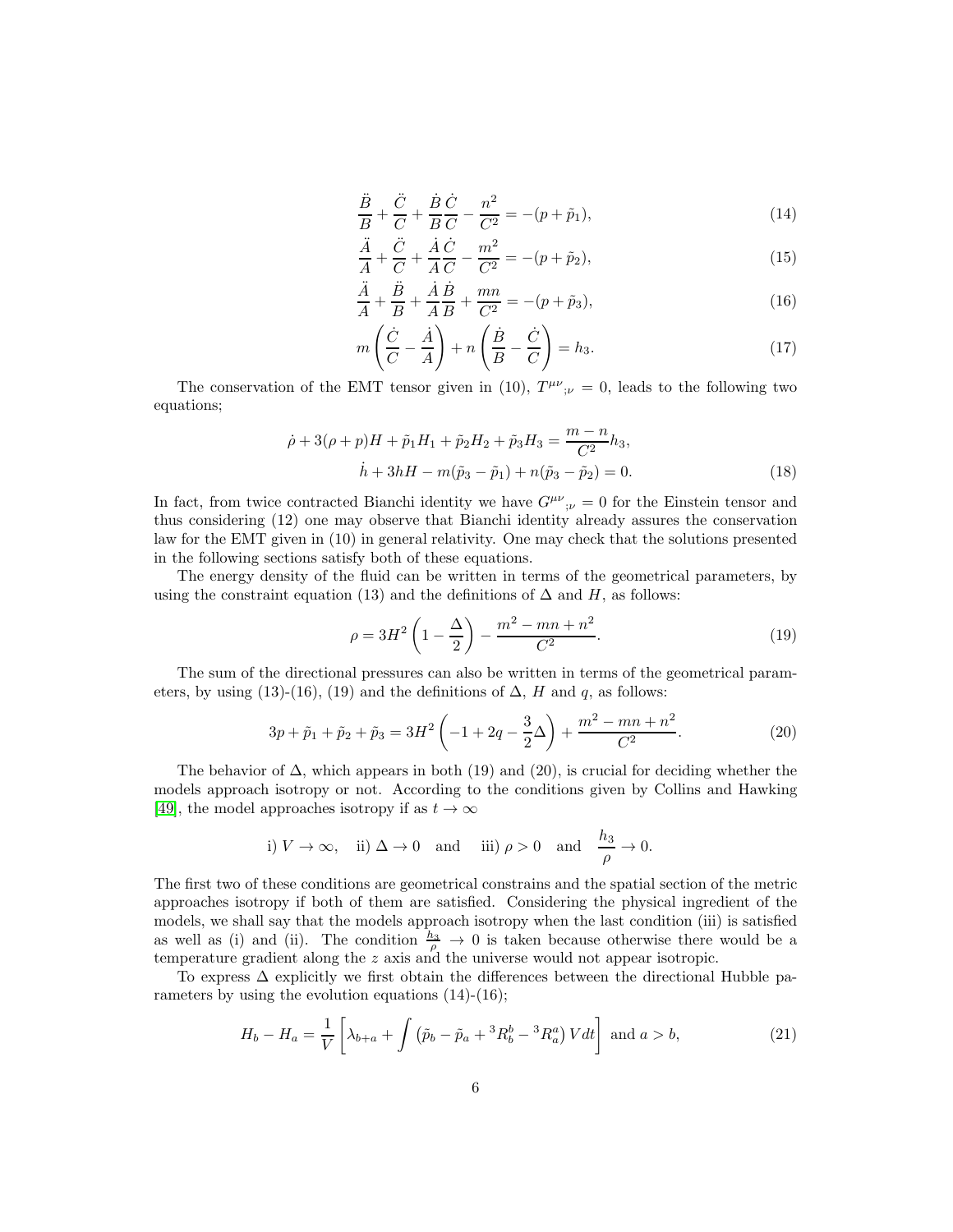$$\frac{\ddot{B}}{B} + \frac{\ddot{C}}{C} + \frac{\dot{B}}{B}\frac{\dot{C}}{C} - \frac{n^2}{C^2} = -(p + \tilde{p}_1), \tag{14}$$

$$\frac{\ddot{A}}{A} + \frac{\ddot{C}}{C} + \frac{\dot{A}}{A}\frac{\dot{C}}{C} - \frac{m^2}{C^2} = -(p + \tilde{p}_2), \tag{15}$$

$$\frac{\ddot{A}}{A} + \frac{\ddot{B}}{B} + \frac{\dot{A}}{A}\frac{\dot{B}}{B} + \frac{mn}{C^2} = -(p + \tilde{p}_3), \tag{16}$$

$$m\left(\frac{\dot{C}}{C} - \frac{\dot{A}}{A}\right) + n\left(\frac{\dot{B}}{B} - \frac{\dot{C}}{C}\right) = h_3. \tag{17}$$

The conservation of the EMT tensor given in (10), ${T^{\mu\nu}}_{;\nu} = 0$, leads to the following two equations;

$$\begin{aligned} \dot{\rho} + 3(\rho + p)H + \tilde{p}_1 H_1 + \tilde{p}_2 H_2 + \tilde{p}_3 H_3 &= \frac{m-n}{C^2} h_3, \\ \dot{h} + 3hH - m(\tilde{p}_3 - \tilde{p}_1) + n(\tilde{p}_3 - \tilde{p}_2) &= 0. \end{aligned} \tag{18}$$

In fact, from twice contracted Bianchi identity we have ${G^{\mu\nu}}_{;\nu} = 0$ for the Einstein tensor and thus considering (12) one may observe that Bianchi identity already assures the conservation law for the EMT given in (10) in general relativity. One may check that the solutions presented in the following sections satisfy both of these equations.

The energy density of the fluid can be written in terms of the geometrical parameters, by using the constraint equation (13) and the definitions of $\Delta$ and $H$, as follows:

$$\rho = 3H^2\left(1 - \frac{\Delta}{2}\right) - \frac{m^2 - mn + n^2}{C^2}. \tag{19}$$

The sum of the directional pressures can also be written in terms of the geometrical parameters, by using (13)-(16), (19) and the definitions of $\Delta$, $H$ and $q$, as follows:

$$3p + \tilde{p}_1 + \tilde{p}_2 + \tilde{p}_3 = 3H^2\left(-1 + 2q - \frac{3}{2}\Delta\right) + \frac{m^2 - mn + n^2}{C^2}. \tag{20}$$

The behavior of $\Delta$, which appears in both (19) and (20), is crucial for deciding whether the models approach isotropy or not. According to the conditions given by Collins and Hawking [49], the model approaches isotropy if as $t \to \infty$

$$\text{i) } V \to \infty, \quad \text{ii) } \Delta \to 0 \quad \text{and} \quad \text{iii) } \rho > 0 \quad \text{and} \quad \frac{h_3}{\rho} \to 0.$$

The first two of these conditions are geometrical constrains and the spatial section of the metric approaches isotropy if both of them are satisfied. Considering the physical ingredient of the models, we shall say that the models approach isotropy when the last condition (iii) is satisfied as well as (i) and (ii). The condition $\frac{h_3}{\rho} \to 0$ is taken because otherwise there would be a temperature gradient along the $z$ axis and the universe would not appear isotropic.

To express $\Delta$ explicitly we first obtain the differences between the directional Hubble parameters by using the evolution equations (14)-(16);

$$H_b - H_a = \frac{1}{V}\left[\lambda_{b+a} + \int \left(\tilde{p}_b - \tilde{p}_a + {}^3R^b_b - {}^3R^a_a\right) V dt\right] \text{ and } a > b, \tag{21}$$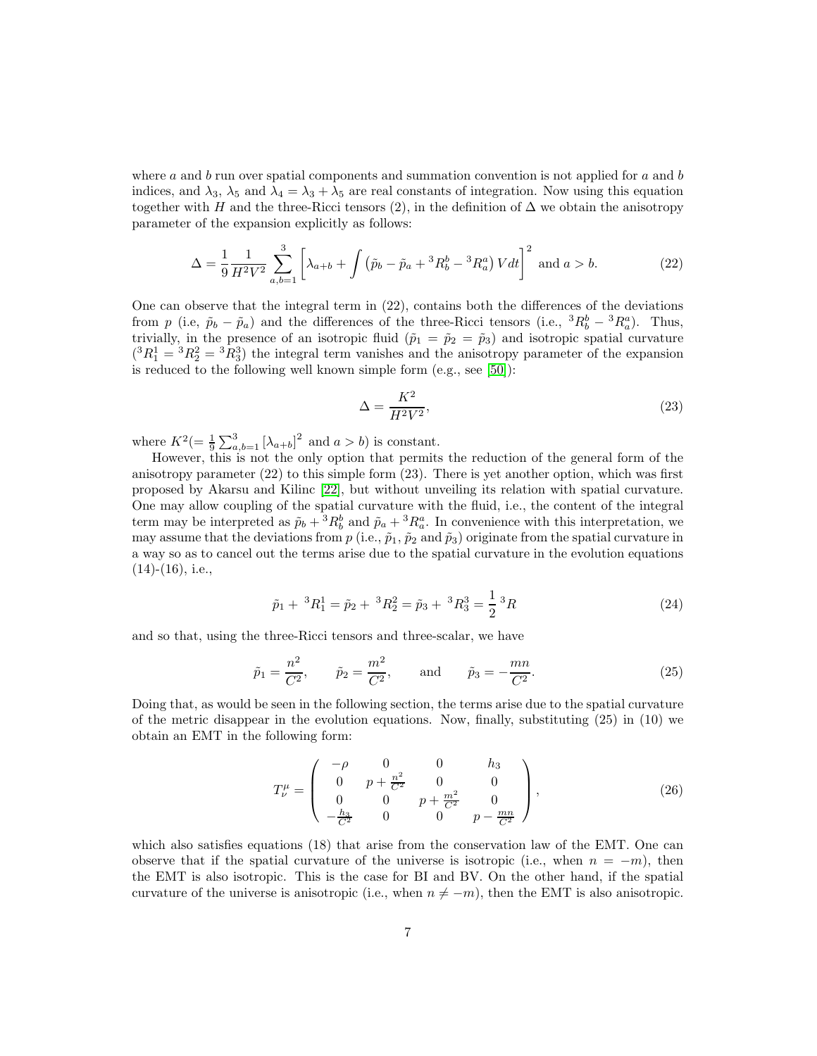where $a$ and $b$ run over spatial components and summation convention is not applied for $a$ and $b$ indices, and $\lambda_3$, $\lambda_5$ and $\lambda_4 = \lambda_3 + \lambda_5$ are real constants of integration. Now using this equation together with $H$ and the three-Ricci tensors (2), in the definition of $\Delta$ we obtain the anisotropy parameter of the expansion explicitly as follows:

$$\Delta = \frac{1}{9}\frac{1}{H^2V^2}\sum_{a,b=1}^{3}\left[\lambda_{a+b} + \int \left(\tilde{p}_b - \tilde{p}_a + {}^3R^b_b - {}^3R^a_a\right)V dt\right]^2 \text{ and } a > b. \tag{22}$$

One can observe that the integral term in (22), contains both the differences of the deviations from $p$ (i.e, $\tilde{p}_b - \tilde{p}_a$) and the differences of the three-Ricci tensors (i.e., ${}^3R^b_b - {}^3R^a_a$). Thus, trivially, in the presence of an isotropic fluid ($\tilde{p}_1 = \tilde{p}_2 = \tilde{p}_3$) and isotropic spatial curvature (${}^3R^1_1 = {}^3R^2_2 = {}^3R^3_3$) the integral term vanishes and the anisotropy parameter of the expansion is reduced to the following well known simple form (e.g., see [50]):

$$\Delta = \frac{K^2}{H^2V^2}, \tag{23}$$

where $K^2 (= \frac{1}{9}\sum_{a,b=1}^{3}\left[\lambda_{a+b}\right]^2$ and $a > b$) is constant.

However, this is not the only option that permits the reduction of the general form of the anisotropy parameter (22) to this simple form (23). There is yet another option, which was first proposed by Akarsu and Kilinc [22], but without unveiling its relation with spatial curvature. One may allow coupling of the spatial curvature with the fluid, i.e., the content of the integral term may be interpreted as $\tilde{p}_b + {}^3R^b_b$ and $\tilde{p}_a + {}^3R^a_a$. In convenience with this interpretation, we may assume that the deviations from $p$ (i.e., $\tilde{p}_1$, $\tilde{p}_2$ and $\tilde{p}_3$) originate from the spatial curvature in a way so as to cancel out the terms arise due to the spatial curvature in the evolution equations (14)-(16), i.e.,

$$\tilde{p}_1 + {}^3R^1_1 = \tilde{p}_2 + {}^3R^2_2 = \tilde{p}_3 + {}^3R^3_3 = \frac{1}{2}\,{}^3R \tag{24}$$

and so that, using the three-Ricci tensors and three-scalar, we have

$$\tilde{p}_1 = \frac{n^2}{C^2}, \qquad \tilde{p}_2 = \frac{m^2}{C^2}, \qquad \text{and} \qquad \tilde{p}_3 = -\frac{mn}{C^2}. \tag{25}$$

Doing that, as would be seen in the following section, the terms arise due to the spatial curvature of the metric disappear in the evolution equations. Now, finally, substituting (25) in (10) we obtain an EMT in the following form:

$$T^{\mu}_{\nu} = \begin{pmatrix} -\rho & 0 & 0 & h_3 \\ 0 & p + \frac{n^2}{C^2} & 0 & 0 \\ 0 & 0 & p + \frac{m^2}{C^2} & 0 \\ -\frac{h_3}{C^2} & 0 & 0 & p - \frac{mn}{C^2} \end{pmatrix}, \tag{26}$$

which also satisfies equations (18) that arise from the conservation law of the EMT. One can observe that if the spatial curvature of the universe is isotropic (i.e., when $n = -m$), then the EMT is also isotropic. This is the case for BI and BV. On the other hand, if the spatial curvature of the universe is anisotropic (i.e., when $n \neq -m$), then the EMT is also anisotropic.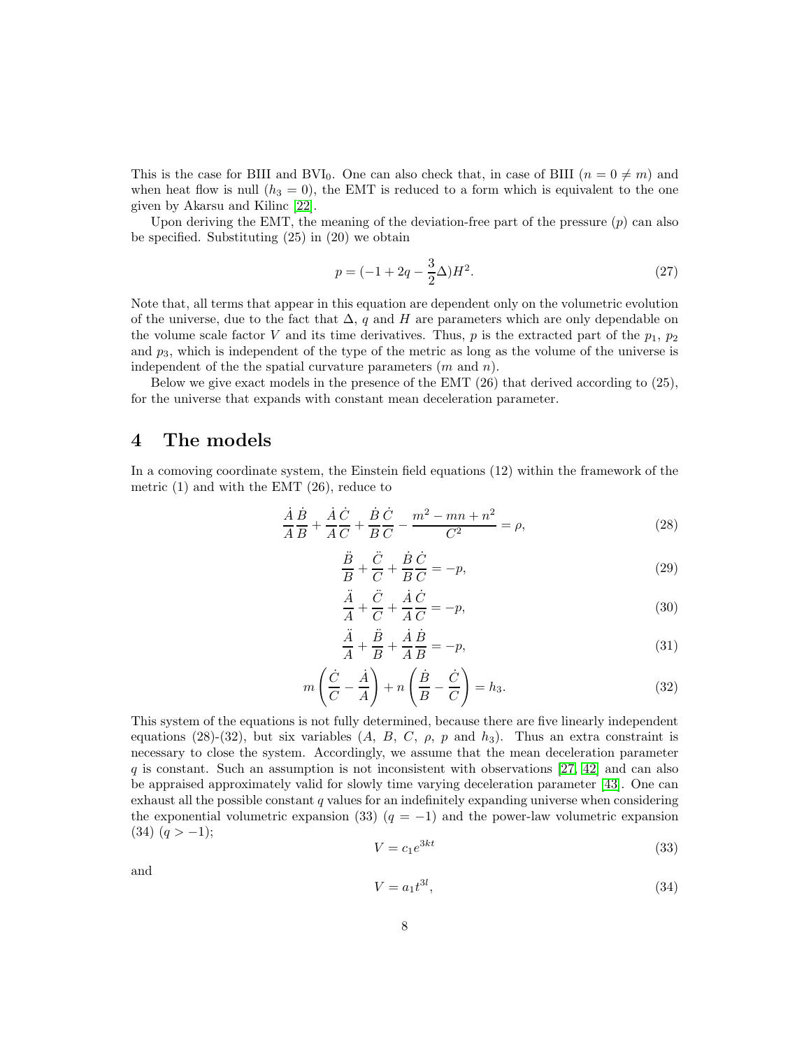This is the case for BIII and $BVI_0$. One can also check that, in case of BIII ($n = 0 \neq m$) and when heat flow is null ($h_3 = 0$), the EMT is reduced to a form which is equivalent to the one given by Akarsu and Kilinc [22].

Upon deriving the EMT, the meaning of the deviation-free part of the pressure ($p$) can also be specified. Substituting (25) in (20) we obtain

$$p = (-1 + 2q - \frac{3}{2}\Delta)H^2. \tag{27}$$

Note that, all terms that appear in this equation are dependent only on the volumetric evolution of the universe, due to the fact that $\Delta$, $q$ and $H$ are parameters which are only dependable on the volume scale factor $V$ and its time derivatives. Thus, $p$ is the extracted part of the $p_1$, $p_2$ and $p_3$, which is independent of the type of the metric as long as the volume of the universe is independent of the the spatial curvature parameters ($m$ and $n$).

Below we give exact models in the presence of the EMT (26) that derived according to (25), for the universe that expands with constant mean deceleration parameter.

# 4 The models

In a comoving coordinate system, the Einstein field equations (12) within the framework of the metric (1) and with the EMT (26), reduce to

$$\frac{\dot{A}}{A}\frac{\dot{B}}{B} + \frac{\dot{A}}{A}\frac{\dot{C}}{C} + \frac{\dot{B}}{B}\frac{\dot{C}}{C} - \frac{m^2 - mn + n^2}{C^2} = \rho, \tag{28}$$

$$\frac{\ddot{B}}{B} + \frac{\ddot{C}}{C} + \frac{\dot{B}}{B}\frac{\dot{C}}{C} = -p, \tag{29}$$

$$\frac{\ddot{A}}{A} + \frac{\ddot{C}}{C} + \frac{\dot{A}}{A}\frac{\dot{C}}{C} = -p, \tag{30}$$

$$\frac{\ddot{A}}{A} + \frac{\ddot{B}}{B} + \frac{\dot{A}}{A}\frac{\dot{B}}{B} = -p, \tag{31}$$

$$m\left(\frac{\dot{C}}{C} - \frac{\dot{A}}{A}\right) + n\left(\frac{\dot{B}}{B} - \frac{\dot{C}}{C}\right) = h_3. \tag{32}$$

This system of the equations is not fully determined, because there are five linearly independent equations (28)-(32), but six variables ($A$, $B$, $C$, $\rho$, $p$ and $h_3$). Thus an extra constraint is necessary to close the system. Accordingly, we assume that the mean deceleration parameter $q$ is constant. Such an assumption is not inconsistent with observations [27, 42] and can also be appraised approximately valid for slowly time varying deceleration parameter [43]. One can exhaust all the possible constant $q$ values for an indefinitely expanding universe when considering the exponential volumetric expansion (33) ($q = -1$) and the power-law volumetric expansion (34) ($q > -1$);

$$V = c_1 e^{3kt} \tag{33}$$

and

$$V = a_1 t^{3l}, \tag{34}$$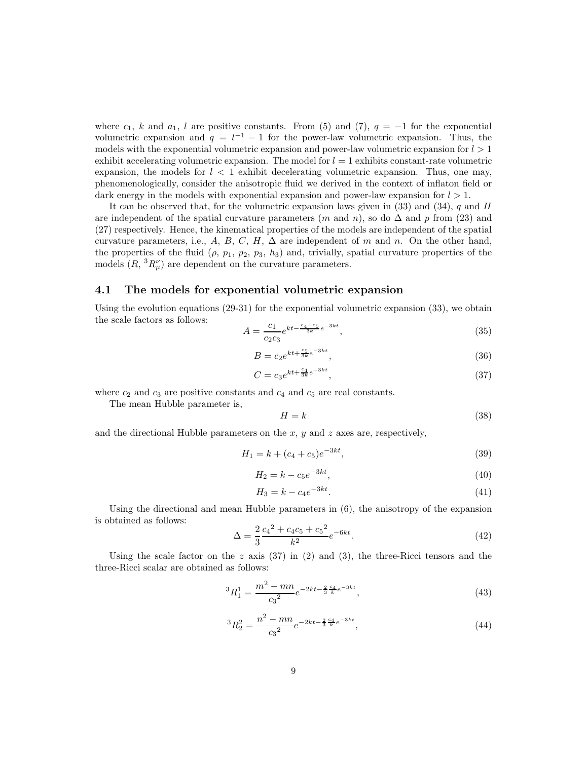where $c_1$, $k$ and $a_1$, $l$ are positive constants. From (5) and (7), $q = -1$ for the exponential volumetric expansion and $q = l^{-1} - 1$ for the power-law volumetric expansion. Thus, the models with the exponential volumetric expansion and power-law volumetric expansion for $l > 1$ exhibit accelerating volumetric expansion. The model for $l = 1$ exhibits constant-rate volumetric expansion, the models for $l < 1$ exhibit decelerating volumetric expansion. Thus, one may, phenomenologically, consider the anisotropic fluid we derived in the context of inflaton field or dark energy in the models with exponential expansion and power-law expansion for $l > 1$.

It can be observed that, for the volumetric expansion laws given in (33) and (34), $q$ and $H$ are independent of the spatial curvature parameters ($m$ and $n$), so do $\Delta$ and $p$ from (23) and (27) respectively. Hence, the kinematical properties of the models are independent of the spatial curvature parameters, i.e., $A$, $B$, $C$, $H$, $\Delta$ are independent of $m$ and $n$. On the other hand, the properties of the fluid ($\rho$, $p_1$, $p_2$, $p_3$, $h_3$) and, trivially, spatial curvature properties of the models ($R$, ${}^3R_\mu^\nu$) are dependent on the curvature parameters.

## 4.1 The models for exponential volumetric expansion

Using the evolution equations (29-31) for the exponential volumetric expansion (33), we obtain the scale factors as follows:

$$A = \frac{c_1}{c_2 c_3} e^{kt - \frac{c_4 + c_5}{3k} e^{-3kt}}, \tag{35}$$

$$B = c_2 e^{kt + \frac{c_5}{3k} e^{-3kt}}, \tag{36}$$

$$C = c_3 e^{kt + \frac{c_4}{3k} e^{-3kt}}, \tag{37}$$

where $c_2$ and $c_3$ are positive constants and $c_4$ and $c_5$ are real constants.

The mean Hubble parameter is,

$$H = k \tag{38}$$

and the directional Hubble parameters on the $x$, $y$ and $z$ axes are, respectively,

$$H_1 = k + (c_4 + c_5) e^{-3kt}, \tag{39}$$

$$H_2 = k - c_5 e^{-3kt}, \tag{40}$$

$$H_3 = k - c_4 e^{-3kt}. \tag{41}$$

Using the directional and mean Hubble parameters in (6), the anisotropy of the expansion is obtained as follows:

$$\Delta = \frac{2}{3} \frac{{c_4}^2 + c_4 c_5 + {c_5}^2}{k^2} e^{-6kt}. \tag{42}$$

Using the scale factor on the $z$ axis (37) in (2) and (3), the three-Ricci tensors and the three-Ricci scalar are obtained as follows:

$${}^3R_1^1 = \frac{m^2 - mn}{{c_3}^2} e^{-2kt - \frac{2}{3} \frac{c_4}{k} e^{-3kt}}, \tag{43}$$

$${}^3R_2^2 = \frac{n^2 - mn}{{c_3}^2} e^{-2kt - \frac{2}{3} \frac{c_4}{k} e^{-3kt}}, \tag{44}$$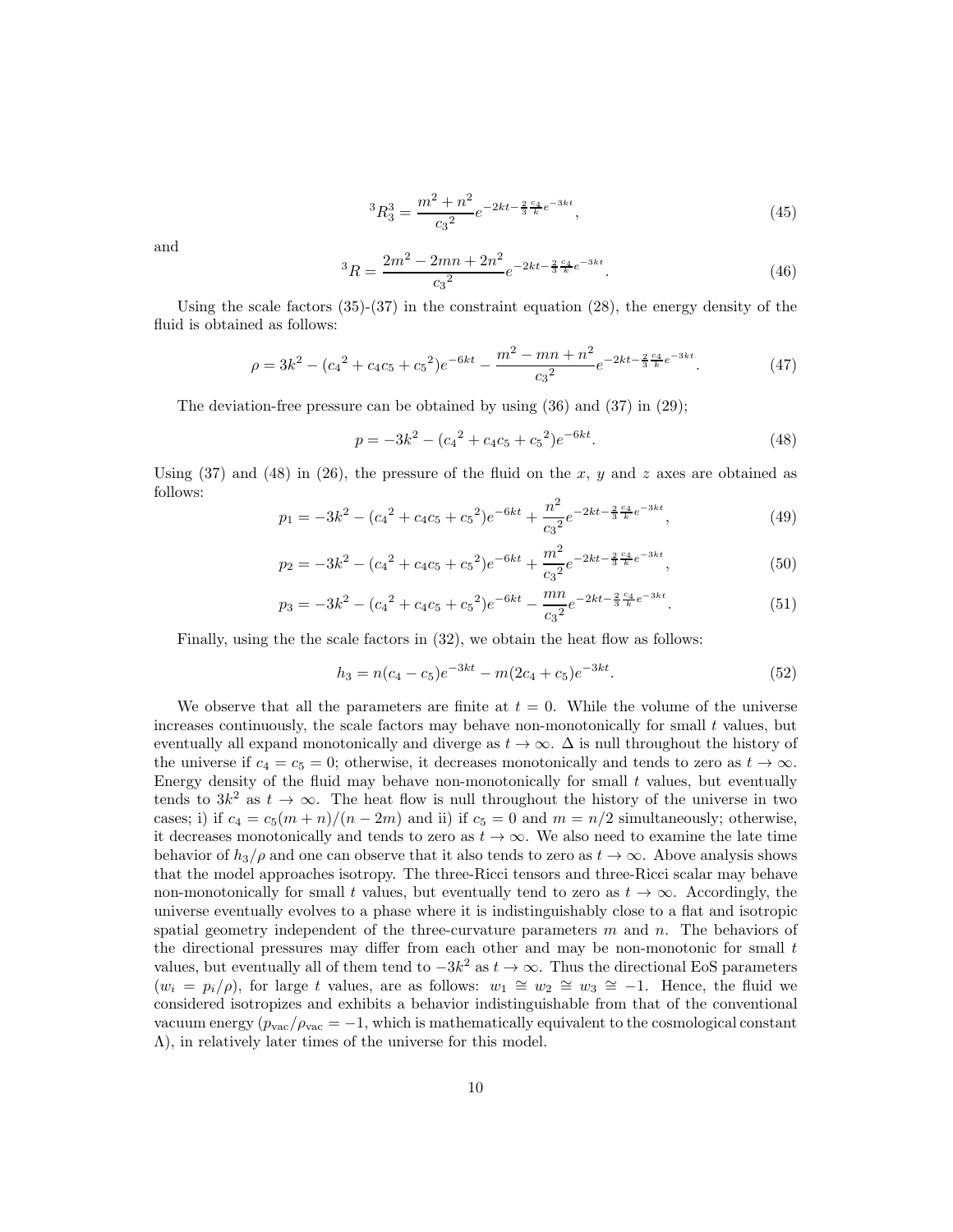$$
{}^3R^3_3 = \frac{m^2+n^2}{{c_3}^2} e^{-2kt-\frac{2}{3}\frac{c_4}{k}e^{-3kt}}, \tag{45}
$$

and

$$
{}^3R = \frac{2m^2-2mn+2n^2}{{c_3}^2} e^{-2kt-\frac{2}{3}\frac{c_4}{k}e^{-3kt}}. \tag{46}
$$

Using the scale factors (35)-(37) in the constraint equation (28), the energy density of the fluid is obtained as follows:

$$
\rho = 3k^2 - ({c_4}^2 + c_4c_5 + {c_5}^2)e^{-6kt} - \frac{m^2-mn+n^2}{{c_3}^2} e^{-2kt-\frac{2}{3}\frac{c_4}{k}e^{-3kt}}. \tag{47}
$$

The deviation-free pressure can be obtained by using (36) and (37) in (29);

$$
p = -3k^2 - ({c_4}^2 + c_4c_5 + {c_5}^2)e^{-6kt}. \tag{48}
$$

Using (37) and (48) in (26), the pressure of the fluid on the $x$, $y$ and $z$ axes are obtained as follows:

$$
p_1 = -3k^2 - ({c_4}^2 + c_4c_5 + {c_5}^2)e^{-6kt} + \frac{n^2}{{c_3}^2} e^{-2kt-\frac{2}{3}\frac{c_4}{k}e^{-3kt}}, \tag{49}
$$

$$
p_2 = -3k^2 - ({c_4}^2 + c_4c_5 + {c_5}^2)e^{-6kt} + \frac{m^2}{{c_3}^2} e^{-2kt-\frac{2}{3}\frac{c_4}{k}e^{-3kt}}, \tag{50}
$$

$$
p_3 = -3k^2 - ({c_4}^2 + c_4c_5 + {c_5}^2)e^{-6kt} - \frac{mn}{{c_3}^2} e^{-2kt-\frac{2}{3}\frac{c_4}{k}e^{-3kt}}. \tag{51}
$$

Finally, using the the scale factors in (32), we obtain the heat flow as follows:

$$
h_3 = n(c_4 - c_5)e^{-3kt} - m(2c_4 + c_5)e^{-3kt}. \tag{52}
$$

We observe that all the parameters are finite at $t = 0$. While the volume of the universe increases continuously, the scale factors may behave non-monotonically for small $t$ values, but eventually all expand monotonically and diverge as $t \to \infty$. $\Delta$ is null throughout the history of the universe if $c_4 = c_5 = 0$; otherwise, it decreases monotonically and tends to zero as $t \to \infty$. Energy density of the fluid may behave non-monotonically for small $t$ values, but eventually tends to $3k^2$ as $t \to \infty$. The heat flow is null throughout the history of the universe in two cases; i) if $c_4 = c_5(m+n)/(n-2m)$ and ii) if $c_5 = 0$ and $m = n/2$ simultaneously; otherwise, it decreases monotonically and tends to zero as $t \to \infty$. We also need to examine the late time behavior of $h_3/\rho$ and one can observe that it also tends to zero as $t \to \infty$. Above analysis shows that the model approaches isotropy. The three-Ricci tensors and three-Ricci scalar may behave non-monotonically for small $t$ values, but eventually tend to zero as $t \to \infty$. Accordingly, the universe eventually evolves to a phase where it is indistinguishably close to a flat and isotropic spatial geometry independent of the three-curvature parameters $m$ and $n$. The behaviors of the directional pressures may differ from each other and may be non-monotonic for small $t$ values, but eventually all of them tend to $-3k^2$ as $t \to \infty$. Thus the directional EoS parameters ($w_i = p_i/\rho$), for large $t$ values, are as follows: $w_1 \cong w_2 \cong w_3 \cong -1$. Hence, the fluid we considered isotropizes and exhibits a behavior indistinguishable from that of the conventional vacuum energy ($p_{\rm vac}/\rho_{\rm vac} = -1$, which is mathematically equivalent to the cosmological constant $\Lambda$), in relatively later times of the universe for this model.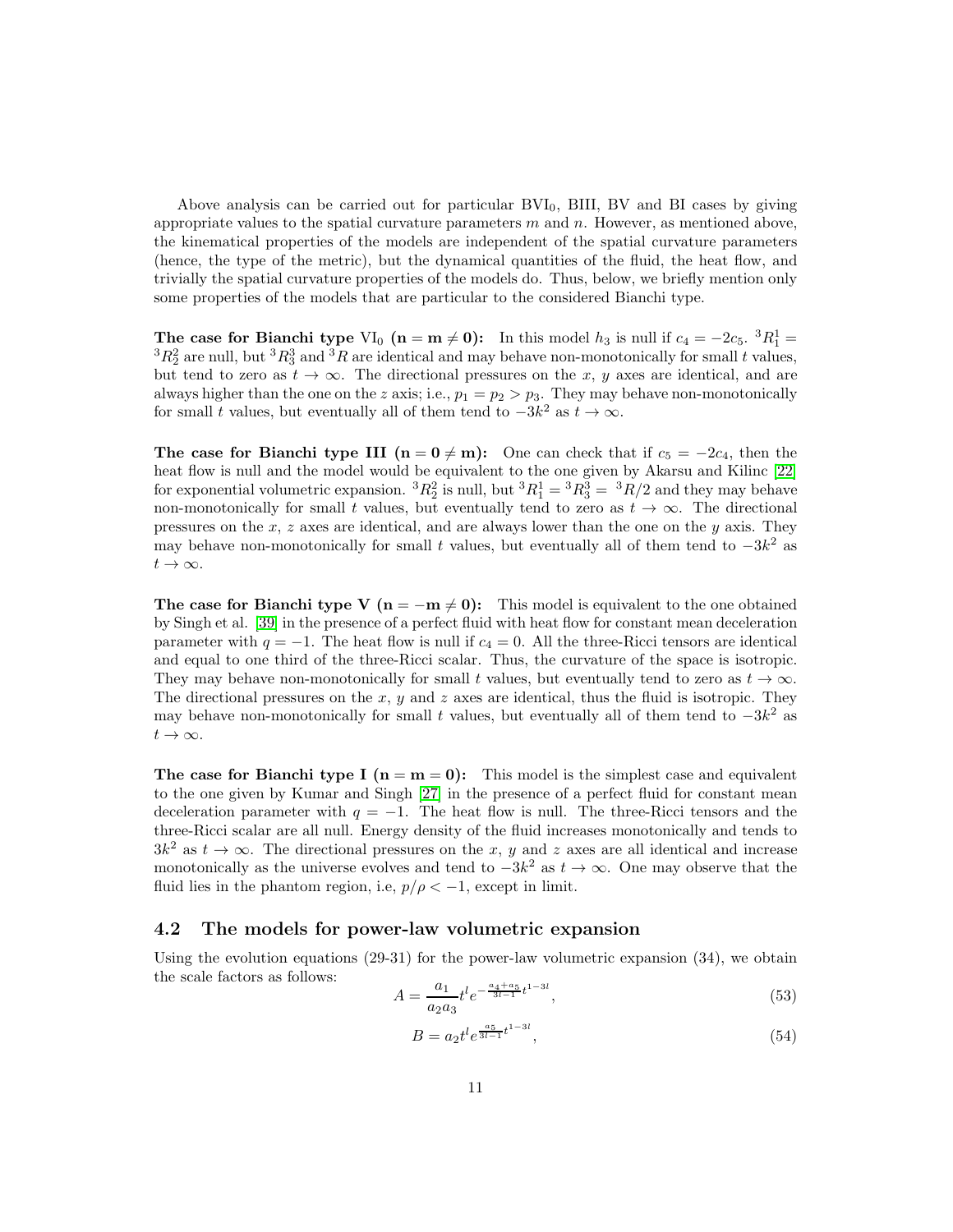Above analysis can be carried out for particular BVI$_0$, BIII, BV and BI cases by giving appropriate values to the spatial curvature parameters $m$ and $n$. However, as mentioned above, the kinematical properties of the models are independent of the spatial curvature parameters (hence, the type of the metric), but the dynamical quantities of the fluid, the heat flow, and trivially the spatial curvature properties of the models do. Thus, below, we briefly mention only some properties of the models that are particular to the considered Bianchi type.

**The case for Bianchi type VI$_0$ ($\mathbf{n = m \neq 0}$):** In this model $h_3$ is null if $c_4 = -2c_5$. ${}^3R^1_1 = {}^3R^2_2$ are null, but ${}^3R^3_3$ and ${}^3R$ are identical and may behave non-monotonically for small $t$ values, but tend to zero as $t \to \infty$. The directional pressures on the $x$, $y$ axes are identical, and are always higher than the one on the $z$ axis; i.e., $p_1 = p_2 > p_3$. They may behave non-monotonically for small $t$ values, but eventually all of them tend to $-3k^2$ as $t \to \infty$.

**The case for Bianchi type III ($\mathbf{n = 0 \neq m}$):** One can check that if $c_5 = -2c_4$, then the heat flow is null and the model would be equivalent to the one given by Akarsu and Kilinc [22] for exponential volumetric expansion. ${}^3R^2_2$ is null, but ${}^3R^1_1 = {}^3R^3_3 = {}^3R/2$ and they may behave non-monotonically for small $t$ values, but eventually tend to zero as $t \to \infty$. The directional pressures on the $x$, $z$ axes are identical, and are always lower than the one on the $y$ axis. They may behave non-monotonically for small $t$ values, but eventually all of them tend to $-3k^2$ as $t \to \infty$.

**The case for Bianchi type V ($\mathbf{n = -m \neq 0}$):** This model is equivalent to the one obtained by Singh et al. [39] in the presence of a perfect fluid with heat flow for constant mean deceleration parameter with $q = -1$. The heat flow is null if $c_4 = 0$. All the three-Ricci tensors are identical and equal to one third of the three-Ricci scalar. Thus, the curvature of the space is isotropic. They may behave non-monotonically for small $t$ values, but eventually tend to zero as $t \to \infty$. The directional pressures on the $x$, $y$ and $z$ axes are identical, thus the fluid is isotropic. They may behave non-monotonically for small $t$ values, but eventually all of them tend to $-3k^2$ as $t \to \infty$.

**The case for Bianchi type I ($\mathbf{n = m = 0}$):** This model is the simplest case and equivalent to the one given by Kumar and Singh [27] in the presence of a perfect fluid for constant mean deceleration parameter with $q = -1$. The heat flow is null. The three-Ricci tensors and the three-Ricci scalar are all null. Energy density of the fluid increases monotonically and tends to $3k^2$ as $t \to \infty$. The directional pressures on the $x$, $y$ and $z$ axes are all identical and increase monotonically as the universe evolves and tend to $-3k^2$ as $t \to \infty$. One may observe that the fluid lies in the phantom region, i.e, $p/\rho < -1$, except in limit.

## 4.2 The models for power-law volumetric expansion

Using the evolution equations (29-31) for the power-law volumetric expansion (34), we obtain the scale factors as follows:

$$A = \frac{a_1}{a_2 a_3} t^l e^{-\frac{a_4 + a_5}{3l-1} t^{1-3l}}, \tag{53}$$

$$B = a_2 t^l e^{\frac{a_5}{3l-1} t^{1-3l}}, \tag{54}$$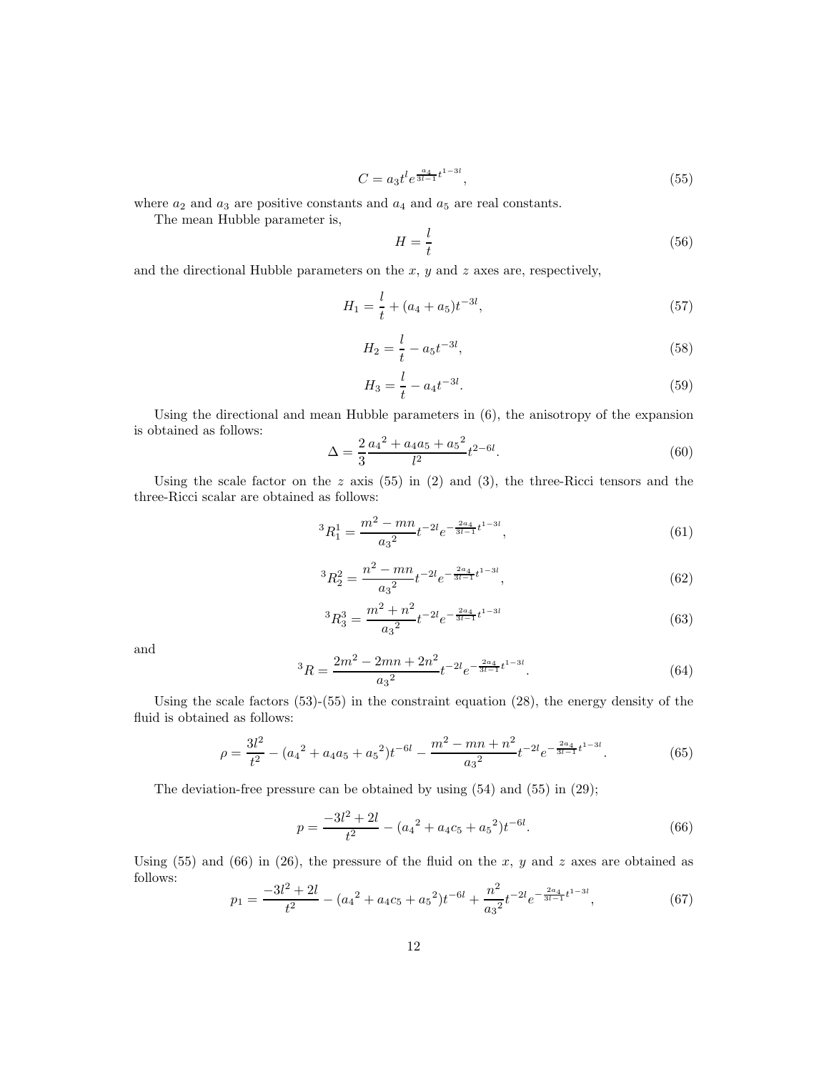$$C = a_3 t^l e^{\frac{a_4}{3l-1} t^{1-3l}}, \tag{55}$$

where $a_2$ and $a_3$ are positive constants and $a_4$ and $a_5$ are real constants.

The mean Hubble parameter is,

$$H = \frac{l}{t} \tag{56}$$

and the directional Hubble parameters on the $x$, $y$ and $z$ axes are, respectively,

$$H_1 = \frac{l}{t} + (a_4 + a_5) t^{-3l}, \tag{57}$$

$$H_2 = \frac{l}{t} - a_5 t^{-3l}, \tag{58}$$

$$H_3 = \frac{l}{t} - a_4 t^{-3l}. \tag{59}$$

Using the directional and mean Hubble parameters in (6), the anisotropy of the expansion is obtained as follows:

$$\Delta = \frac{2}{3} \frac{{a_4}^2 + a_4 a_5 + {a_5}^2}{l^2} t^{2-6l}. \tag{60}$$

Using the scale factor on the $z$ axis (55) in (2) and (3), the three-Ricci tensors and the three-Ricci scalar are obtained as follows:

$${}^3R^1_1 = \frac{m^2 - mn}{{a_3}^2} t^{-2l} e^{-\frac{2a_4}{3l-1} t^{1-3l}}, \tag{61}$$

$${}^3R^2_2 = \frac{n^2 - mn}{{a_3}^2} t^{-2l} e^{-\frac{2a_4}{3l-1} t^{1-3l}}, \tag{62}$$

$${}^3R^3_3 = \frac{m^2 + n^2}{{a_3}^2} t^{-2l} e^{-\frac{2a_4}{3l-1} t^{1-3l}} \tag{63}$$

and

$${}^3R = \frac{2m^2 - 2mn + 2n^2}{{a_3}^2} t^{-2l} e^{-\frac{2a_4}{3l-1} t^{1-3l}}. \tag{64}$$

Using the scale factors (53)-(55) in the constraint equation (28), the energy density of the fluid is obtained as follows:

$$\rho = \frac{3l^2}{t^2} - ({a_4}^2 + a_4 a_5 + {a_5}^2) t^{-6l} - \frac{m^2 - mn + n^2}{{a_3}^2} t^{-2l} e^{-\frac{2a_4}{3l-1} t^{1-3l}}. \tag{65}$$

The deviation-free pressure can be obtained by using (54) and (55) in (29);

$$p = \frac{-3l^2 + 2l}{t^2} - ({a_4}^2 + a_4 c_5 + {a_5}^2) t^{-6l}. \tag{66}$$

Using (55) and (66) in (26), the pressure of the fluid on the $x$, $y$ and $z$ axes are obtained as follows:

$$p_1 = \frac{-3l^2 + 2l}{t^2} - ({a_4}^2 + a_4 c_5 + {a_5}^2) t^{-6l} + \frac{n^2}{{a_3}^2} t^{-2l} e^{-\frac{2a_4}{3l-1} t^{1-3l}}, \tag{67}$$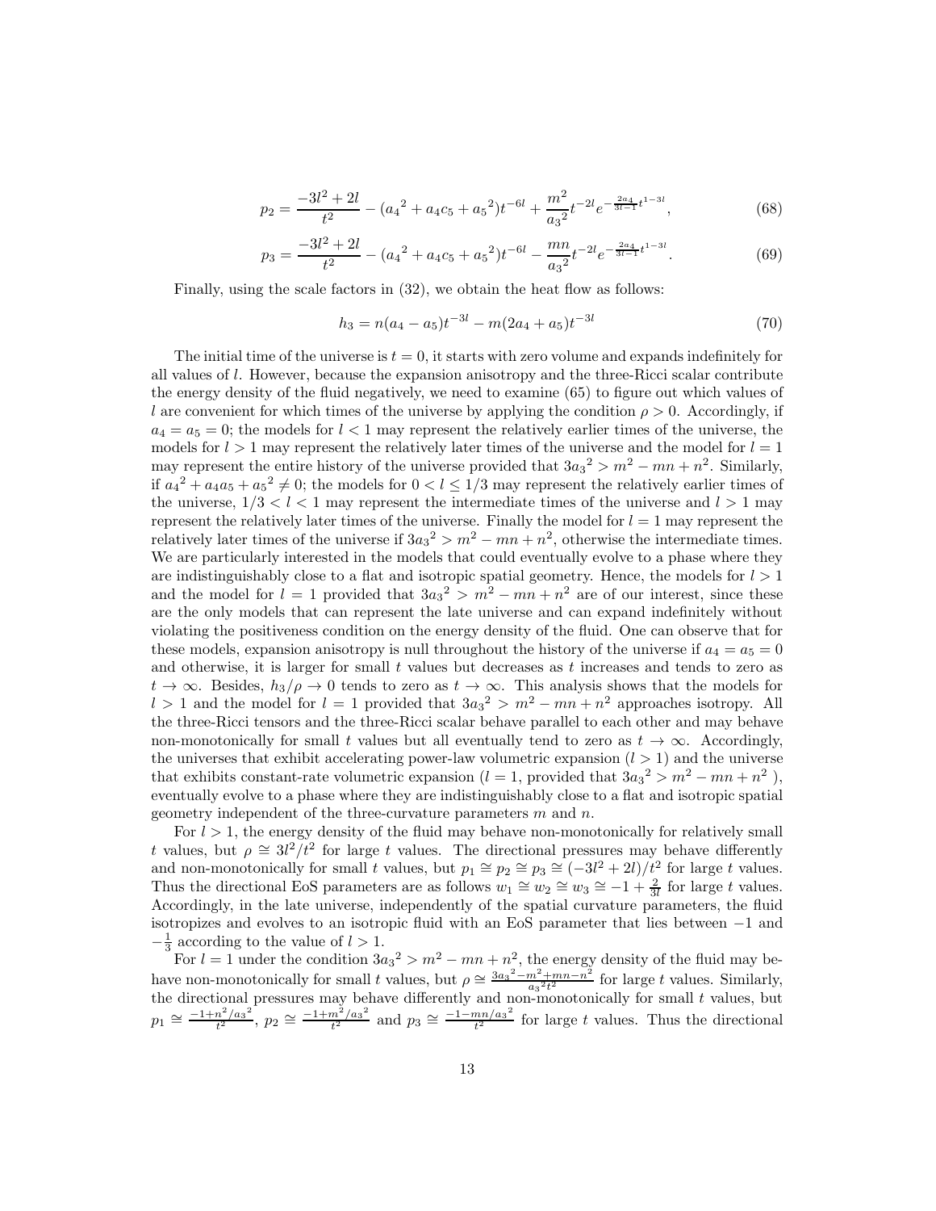$$p_2 = \frac{-3l^2+2l}{t^2} - ({a_4}^2 + a_4 c_5 + {a_5}^2)t^{-6l} + \frac{m^2}{{a_3}^2} t^{-2l} e^{-\frac{2a_4}{3l-1}t^{1-3l}}, \tag{68}$$

$$p_3 = \frac{-3l^2+2l}{t^2} - ({a_4}^2 + a_4 c_5 + {a_5}^2)t^{-6l} - \frac{mn}{{a_3}^2} t^{-2l} e^{-\frac{2a_4}{3l-1}t^{1-3l}}. \tag{69}$$

Finally, using the scale factors in (32), we obtain the heat flow as follows:

$$h_3 = n(a_4 - a_5)t^{-3l} - m(2a_4 + a_5)t^{-3l} \tag{70}$$

The initial time of the universe is $t = 0$, it starts with zero volume and expands indefinitely for all values of $l$. However, because the expansion anisotropy and the three-Ricci scalar contribute the energy density of the fluid negatively, we need to examine (65) to figure out which values of $l$ are convenient for which times of the universe by applying the condition $\rho > 0$. Accordingly, if $a_4 = a_5 = 0$; the models for $l < 1$ may represent the relatively earlier times of the universe, the models for $l > 1$ may represent the relatively later times of the universe and the model for $l = 1$ may represent the entire history of the universe provided that $3{a_3}^2 > m^2 - mn + n^2$. Similarly, if ${a_4}^2 + a_4 a_5 + {a_5}^2 \neq 0$; the models for $0 < l \leq 1/3$ may represent the relatively earlier times of the universe, $1/3 < l < 1$ may represent the intermediate times of the universe and $l > 1$ may represent the relatively later times of the universe. Finally the model for $l = 1$ may represent the relatively later times of the universe if $3{a_3}^2 > m^2 - mn + n^2$, otherwise the intermediate times. We are particularly interested in the models that could eventually evolve to a phase where they are indistinguishably close to a flat and isotropic spatial geometry. Hence, the models for $l > 1$ and the model for $l = 1$ provided that $3{a_3}^2 > m^2 - mn + n^2$ are of our interest, since these are the only models that can represent the late universe and can expand indefinitely without violating the positiveness condition on the energy density of the fluid. One can observe that for these models, expansion anisotropy is null throughout the history of the universe if $a_4 = a_5 = 0$ and otherwise, it is larger for small $t$ values but decreases as $t$ increases and tends to zero as $t \to \infty$. Besides, $h_3/\rho \to 0$ tends to zero as $t \to \infty$. This analysis shows that the models for $l > 1$ and the model for $l = 1$ provided that $3{a_3}^2 > m^2 - mn + n^2$ approaches isotropy. All the three-Ricci tensors and the three-Ricci scalar behave parallel to each other and may behave non-monotonically for small $t$ values but all eventually tend to zero as $t \to \infty$. Accordingly, the universes that exhibit accelerating power-law volumetric expansion ($l > 1$) and the universe that exhibits constant-rate volumetric expansion ($l = 1$, provided that $3{a_3}^2 > m^2 - mn + n^2$ ), eventually evolve to a phase where they are indistinguishably close to a flat and isotropic spatial geometry independent of the three-curvature parameters $m$ and $n$.

For $l > 1$, the energy density of the fluid may behave non-monotonically for relatively small $t$ values, but $\rho \cong 3l^2/t^2$ for large $t$ values. The directional pressures may behave differently and non-monotonically for small $t$ values, but $p_1 \cong p_2 \cong p_3 \cong (-3l^2 + 2l)/t^2$ for large $t$ values. Thus the directional EoS parameters are as follows $w_1 \cong w_2 \cong w_3 \cong -1 + \frac{2}{3l}$ for large $t$ values. Accordingly, in the late universe, independently of the spatial curvature parameters, the fluid isotropizes and evolves to an isotropic fluid with an EoS parameter that lies between $-1$ and $-\frac{1}{3}$ according to the value of $l > 1$.

For $l = 1$ under the condition $3{a_3}^2 > m^2 - mn + n^2$, the energy density of the fluid may behave non-monotonically for small $t$ values, but $\rho \cong \frac{3{a_3}^2 - m^2 + mn - n^2}{{a_3}^2 t^2}$ for large $t$ values. Similarly, the directional pressures may behave differently and non-monotonically for small $t$ values, but $p_1 \cong \frac{-1 + n^2/{a_3}^2}{t^2}$, $p_2 \cong \frac{-1 + m^2/{a_3}^2}{t^2}$ and $p_3 \cong \frac{-1 - mn/{a_3}^2}{t^2}$ for large $t$ values. Thus the directional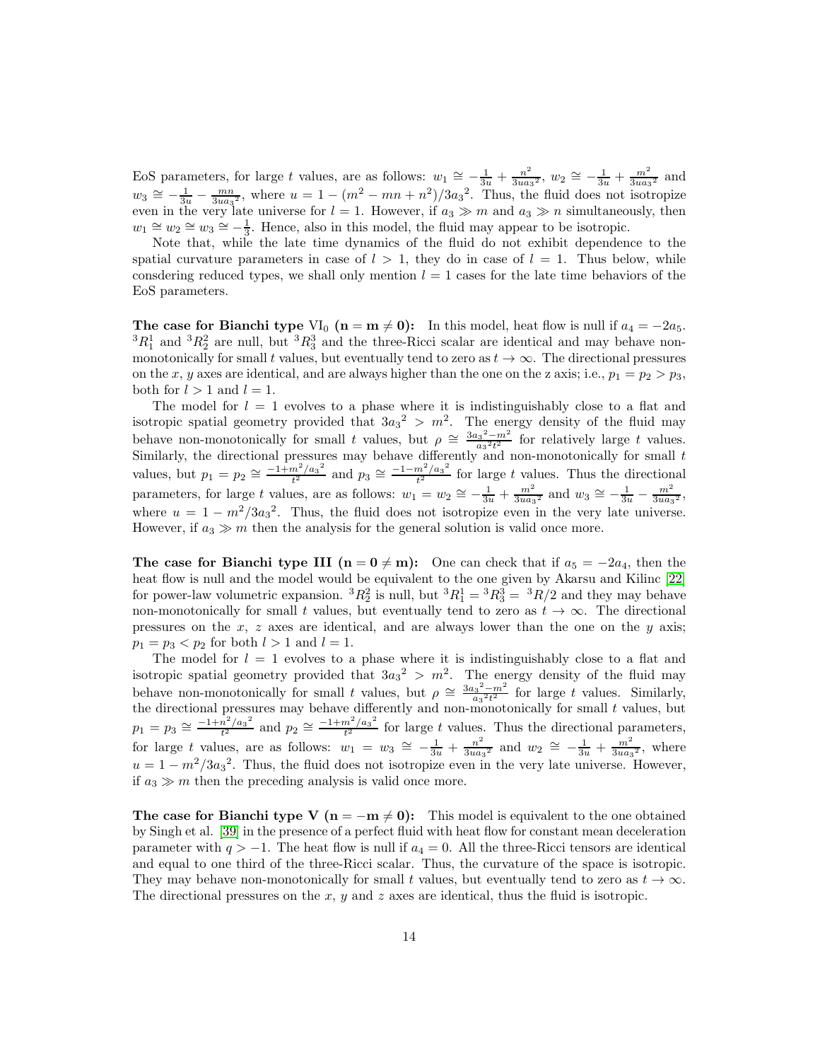EoS parameters, for large $t$ values, are as follows: $w_1 \cong -\frac{1}{3u} + \frac{n^2}{3ua_3{}^2}$, $w_2 \cong -\frac{1}{3u} + \frac{m^2}{3ua_3{}^2}$ and $w_3 \cong -\frac{1}{3u} - \frac{mn}{3ua_3{}^2}$, where $u = 1 - (m^2 - mn + n^2)/3a_3{}^2$. Thus, the fluid does not isotropize even in the very late universe for $l = 1$. However, if $a_3 \gg m$ and $a_3 \gg n$ simultaneously, then $w_1 \cong w_2 \cong w_3 \cong -\frac{1}{3}$. Hence, also in this model, the fluid may appear to be isotropic.

Note that, while the late time dynamics of the fluid do not exhibit dependence to the spatial curvature parameters in case of $l > 1$, they do in case of $l = 1$. Thus below, while consdering reduced types, we shall only mention $l = 1$ cases for the late time behaviors of the EoS parameters.

**The case for Bianchi type $\mathrm{VI}_0$ ($\mathbf{n = m \neq 0}$):** In this model, heat flow is null if $a_4 = -2a_5$. ${}^3R^1_1$ and ${}^3R^2_2$ are null, but ${}^3R^3_3$ and the three-Ricci scalar are identical and may behave non-monotonically for small $t$ values, but eventually tend to zero as $t \to \infty$. The directional pressures on the $x$, $y$ axes are identical, and are always higher than the one on the z axis; i.e., $p_1 = p_2 > p_3$, both for $l > 1$ and $l = 1$.

The model for $l = 1$ evolves to a phase where it is indistinguishably close to a flat and isotropic spatial geometry provided that $3a_3{}^2 > m^2$. The energy density of the fluid may behave non-monotonically for small $t$ values, but $\rho \cong \frac{3a_3{}^2 - m^2}{a_3{}^2 t^2}$ for relatively large $t$ values. Similarly, the directional pressures may behave differently and non-monotonically for small $t$ values, but $p_1 = p_2 \cong \frac{-1 + m^2/a_3{}^2}{t^2}$ and $p_3 \cong \frac{-1 - m^2/a_3{}^2}{t^2}$ for large $t$ values. Thus the directional parameters, for large $t$ values, are as follows: $w_1 = w_2 \cong -\frac{1}{3u} + \frac{m^2}{3ua_3{}^2}$ and $w_3 \cong -\frac{1}{3u} - \frac{m^2}{3ua_3{}^2}$, where $u = 1 - m^2/3a_3{}^2$. Thus, the fluid does not isotropize even in the very late universe. However, if $a_3 \gg m$ then the analysis for the general solution is valid once more.

**The case for Bianchi type III ($\mathbf{n = 0 \neq m}$):** One can check that if $a_5 = -2a_4$, then the heat flow is null and the model would be equivalent to the one given by Akarsu and Kilinc [22] for power-law volumetric expansion. ${}^3R^2_2$ is null, but ${}^3R^1_1 = {}^3R^3_3 = {}^3R/2$ and they may behave non-monotonically for small $t$ values, but eventually tend to zero as $t \to \infty$. The directional pressures on the $x$, $z$ axes are identical, and are always lower than the one on the $y$ axis; $p_1 = p_3 < p_2$ for both $l > 1$ and $l = 1$.

The model for $l = 1$ evolves to a phase where it is indistinguishably close to a flat and isotropic spatial geometry provided that $3a_3{}^2 > m^2$. The energy density of the fluid may behave non-monotonically for small $t$ values, but $\rho \cong \frac{3a_3{}^2 - m^2}{a_3{}^2 t^2}$ for large $t$ values. Similarly, the directional pressures may behave differently and non-monotonically for small $t$ values, but $p_1 = p_3 \cong \frac{-1 + n^2/a_3{}^2}{t^2}$ and $p_2 \cong \frac{-1 + m^2/a_3{}^2}{t^2}$ for large $t$ values. Thus the directional parameters, for large $t$ values, are as follows: $w_1 = w_3 \cong -\frac{1}{3u} + \frac{n^2}{3ua_3{}^2}$ and $w_2 \cong -\frac{1}{3u} + \frac{m^2}{3ua_3{}^2}$, where $u = 1 - m^2/3a_3{}^2$. Thus, the fluid does not isotropize even in the very late universe. However, if $a_3 \gg m$ then the preceding analysis is valid once more.

**The case for Bianchi type V ($\mathbf{n = -m \neq 0}$):** This model is equivalent to the one obtained by Singh et al. [39] in the presence of a perfect fluid with heat flow for constant mean deceleration parameter with $q > -1$. The heat flow is null if $a_4 = 0$. All the three-Ricci tensors are identical and equal to one third of the three-Ricci scalar. Thus, the curvature of the space is isotropic. They may behave non-monotonically for small $t$ values, but eventually tend to zero as $t \to \infty$. The directional pressures on the $x$, $y$ and $z$ axes are identical, thus the fluid is isotropic.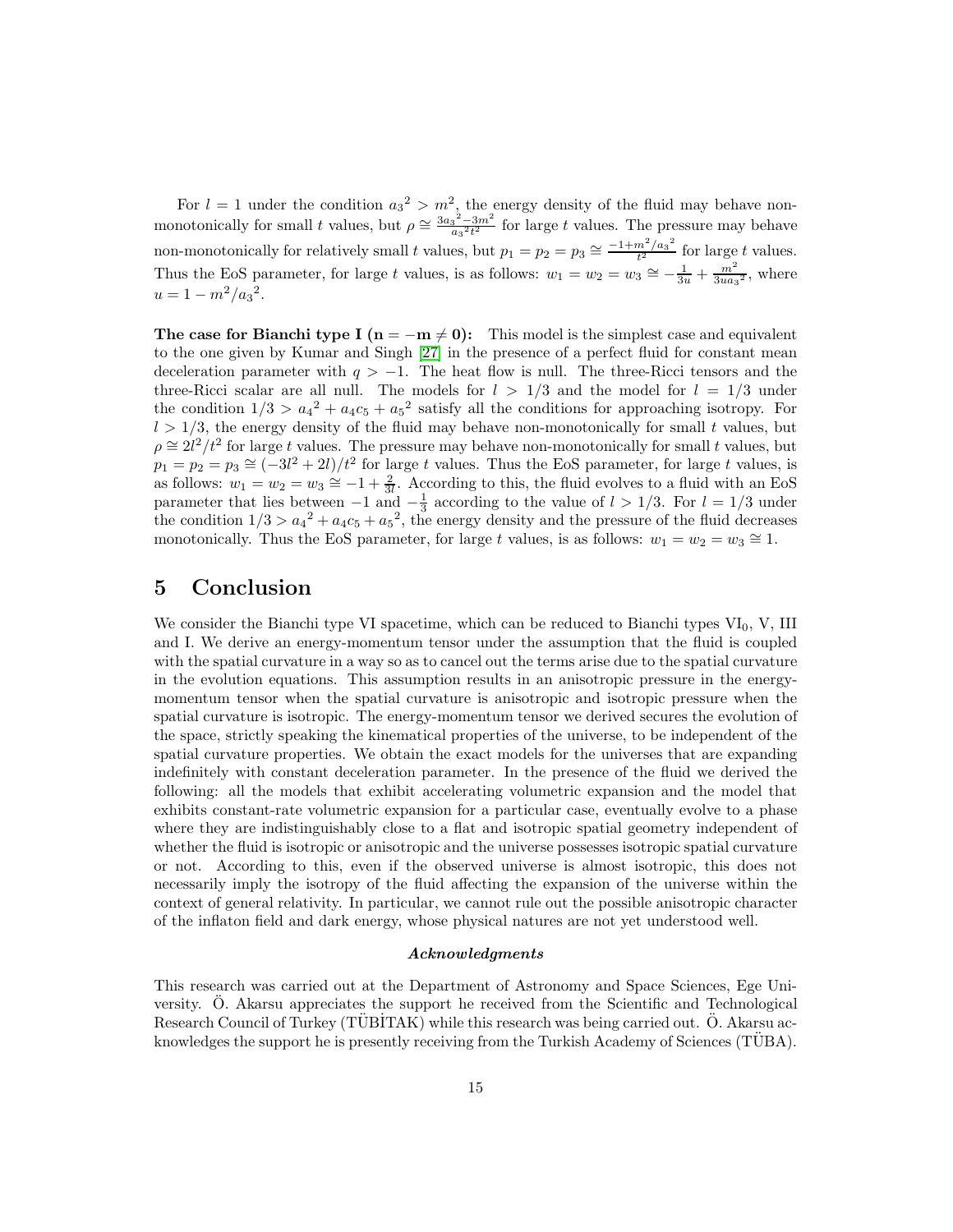For $l = 1$ under the condition ${a_3}^2 > m^2$, the energy density of the fluid may behave non-monotonically for small $t$ values, but $\rho \cong \frac{3{a_3}^2-3m^2}{{a_3}^2t^2}$ for large $t$ values. The pressure may behave non-monotonically for relatively small $t$ values, but $p_1 = p_2 = p_3 \cong \frac{-1+m^2/{a_3}^2}{t^2}$ for large $t$ values. Thus the EoS parameter, for large $t$ values, is as follows: $w_1 = w_2 = w_3 \cong -\frac{1}{3u} + \frac{m^2}{3u{a_3}^2}$, where $u = 1 - m^2/{a_3}^2$.

**The case for Bianchi type I ($\mathbf{n = -m \neq 0}$):** This model is the simplest case and equivalent to the one given by Kumar and Singh [27] in the presence of a perfect fluid for constant mean deceleration parameter with $q > -1$. The heat flow is null. The three-Ricci tensors and the three-Ricci scalar are all null. The models for $l > 1/3$ and the model for $l = 1/3$ under the condition $1/3 > {a_4}^2 + a_4c_5 + {a_5}^2$ satisfy all the conditions for approaching isotropy. For $l > 1/3$, the energy density of the fluid may behave non-monotonically for small $t$ values, but $\rho \cong 2l^2/t^2$ for large $t$ values. The pressure may behave non-monotonically for small $t$ values, but $p_1 = p_2 = p_3 \cong (-3l^2 + 2l)/t^2$ for large $t$ values. Thus the EoS parameter, for large $t$ values, is as follows: $w_1 = w_2 = w_3 \cong -1 + \frac{2}{3l}$. According to this, the fluid evolves to a fluid with an EoS parameter that lies between $-1$ and $-\frac{1}{3}$ according to the value of $l > 1/3$. For $l = 1/3$ under the condition $1/3 > {a_4}^2 + a_4c_5 + {a_5}^2$, the energy density and the pressure of the fluid decreases monotonically. Thus the EoS parameter, for large $t$ values, is as follows: $w_1 = w_2 = w_3 \cong 1$.

# 5 Conclusion

We consider the Bianchi type VI spacetime, which can be reduced to Bianchi types $\text{VI}_0$, V, III and I. We derive an energy-momentum tensor under the assumption that the fluid is coupled with the spatial curvature in a way so as to cancel out the terms arise due to the spatial curvature in the evolution equations. This assumption results in an anisotropic pressure in the energy-momentum tensor when the spatial curvature is anisotropic and isotropic pressure when the spatial curvature is isotropic. The energy-momentum tensor we derived secures the evolution of the space, strictly speaking the kinematical properties of the universe, to be independent of the spatial curvature properties. We obtain the exact models for the universes that are expanding indefinitely with constant deceleration parameter. In the presence of the fluid we derived the following: all the models that exhibit accelerating volumetric expansion and the model that exhibits constant-rate volumetric expansion for a particular case, eventually evolve to a phase where they are indistinguishably close to a flat and isotropic spatial geometry independent of whether the fluid is isotropic or anisotropic and the universe possesses isotropic spatial curvature or not. According to this, even if the observed universe is almost isotropic, this does not necessarily imply the isotropy of the fluid affecting the expansion of the universe within the context of general relativity. In particular, we cannot rule out the possible anisotropic character of the inflaton field and dark energy, whose physical natures are not yet understood well.

### *Acknowledgments*

This research was carried out at the Department of Astronomy and Space Sciences, Ege University. Ö. Akarsu appreciates the support he received from the Scientific and Technological Research Council of Turkey (TÜBİTAK) while this research was being carried out. Ö. Akarsu acknowledges the support he is presently receiving from the Turkish Academy of Sciences (TÜBA).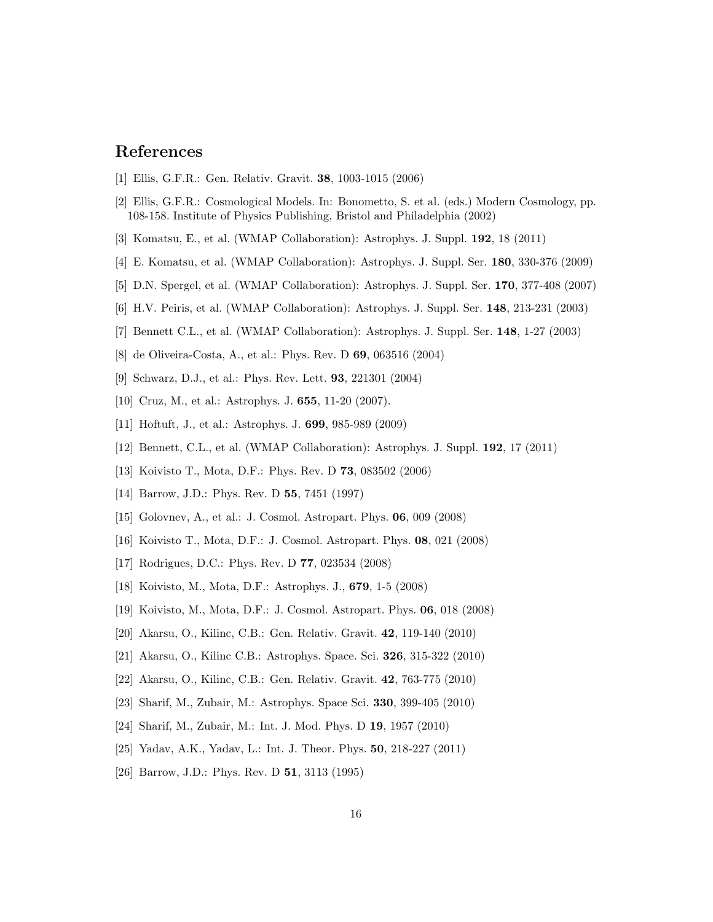## References

[1] Ellis, G.F.R.: Gen. Relativ. Gravit. **38**, 1003-1015 (2006)

[2] Ellis, G.F.R.: Cosmological Models. In: Bonometto, S. et al. (eds.) Modern Cosmology, pp. 108-158. Institute of Physics Publishing, Bristol and Philadelphia (2002)

[3] Komatsu, E., et al. (WMAP Collaboration): Astrophys. J. Suppl. **192**, 18 (2011)

[4] E. Komatsu, et al. (WMAP Collaboration): Astrophys. J. Suppl. Ser. **180**, 330-376 (2009)

[5] D.N. Spergel, et al. (WMAP Collaboration): Astrophys. J. Suppl. Ser. **170**, 377-408 (2007)

[6] H.V. Peiris, et al. (WMAP Collaboration): Astrophys. J. Suppl. Ser. **148**, 213-231 (2003)

[7] Bennett C.L., et al. (WMAP Collaboration): Astrophys. J. Suppl. Ser. **148**, 1-27 (2003)

[8] de Oliveira-Costa, A., et al.: Phys. Rev. D **69**, 063516 (2004)

[9] Schwarz, D.J., et al.: Phys. Rev. Lett. **93**, 221301 (2004)

[10] Cruz, M., et al.: Astrophys. J. **655**, 11-20 (2007).

[11] Hoftuft, J., et al.: Astrophys. J. **699**, 985-989 (2009)

[12] Bennett, C.L., et al. (WMAP Collaboration): Astrophys. J. Suppl. **192**, 17 (2011)

[13] Koivisto T., Mota, D.F.: Phys. Rev. D **73**, 083502 (2006)

[14] Barrow, J.D.: Phys. Rev. D **55**, 7451 (1997)

[15] Golovnev, A., et al.: J. Cosmol. Astropart. Phys. **06**, 009 (2008)

[16] Koivisto T., Mota, D.F.: J. Cosmol. Astropart. Phys. **08**, 021 (2008)

[17] Rodrigues, D.C.: Phys. Rev. D **77**, 023534 (2008)

[18] Koivisto, M., Mota, D.F.: Astrophys. J., **679**, 1-5 (2008)

[19] Koivisto, M., Mota, D.F.: J. Cosmol. Astropart. Phys. **06**, 018 (2008)

[20] Akarsu, O., Kilinc, C.B.: Gen. Relativ. Gravit. **42**, 119-140 (2010)

[21] Akarsu, O., Kilinc C.B.: Astrophys. Space. Sci. **326**, 315-322 (2010)

[22] Akarsu, O., Kilinc, C.B.: Gen. Relativ. Gravit. **42**, 763-775 (2010)

[23] Sharif, M., Zubair, M.: Astrophys. Space Sci. **330**, 399-405 (2010)

[24] Sharif, M., Zubair, M.: Int. J. Mod. Phys. D **19**, 1957 (2010)

[25] Yadav, A.K., Yadav, L.: Int. J. Theor. Phys. **50**, 218-227 (2011)

[26] Barrow, J.D.: Phys. Rev. D **51**, 3113 (1995)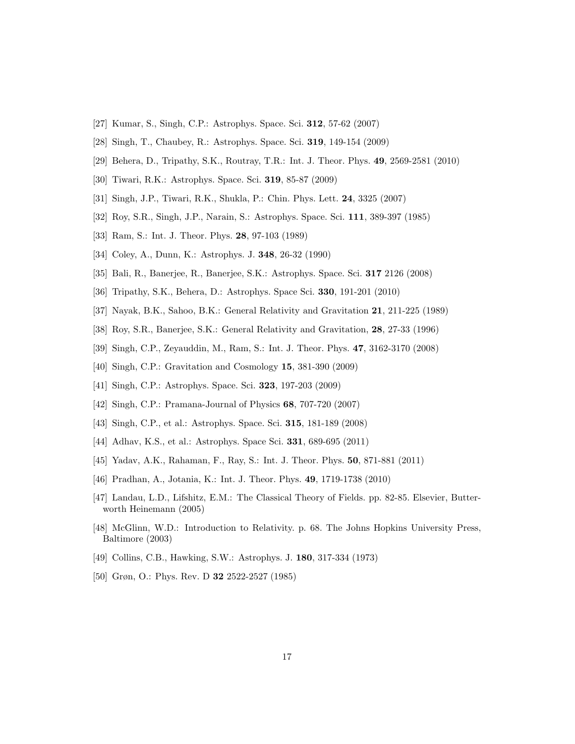[27] Kumar, S., Singh, C.P.: Astrophys. Space. Sci. **312**, 57-62 (2007)

[28] Singh, T., Chaubey, R.: Astrophys. Space. Sci. **319**, 149-154 (2009)

[29] Behera, D., Tripathy, S.K., Routray, T.R.: Int. J. Theor. Phys. **49**, 2569-2581 (2010)

[30] Tiwari, R.K.: Astrophys. Space. Sci. **319**, 85-87 (2009)

[31] Singh, J.P., Tiwari, R.K., Shukla, P.: Chin. Phys. Lett. **24**, 3325 (2007)

[32] Roy, S.R., Singh, J.P., Narain, S.: Astrophys. Space. Sci. **111**, 389-397 (1985)

[33] Ram, S.: Int. J. Theor. Phys. **28**, 97-103 (1989)

[34] Coley, A., Dunn, K.: Astrophys. J. **348**, 26-32 (1990)

[35] Bali, R., Banerjee, R., Banerjee, S.K.: Astrophys. Space. Sci. **317** 2126 (2008)

[36] Tripathy, S.K., Behera, D.: Astrophys. Space Sci. **330**, 191-201 (2010)

[37] Nayak, B.K., Sahoo, B.K.: General Relativity and Gravitation **21**, 211-225 (1989)

[38] Roy, S.R., Banerjee, S.K.: General Relativity and Gravitation, **28**, 27-33 (1996)

[39] Singh, C.P., Zeyauddin, M., Ram, S.: Int. J. Theor. Phys. **47**, 3162-3170 (2008)

[40] Singh, C.P.: Gravitation and Cosmology **15**, 381-390 (2009)

[41] Singh, C.P.: Astrophys. Space. Sci. **323**, 197-203 (2009)

[42] Singh, C.P.: Pramana-Journal of Physics **68**, 707-720 (2007)

[43] Singh, C.P., et al.: Astrophys. Space. Sci. **315**, 181-189 (2008)

[44] Adhav, K.S., et al.: Astrophys. Space Sci. **331**, 689-695 (2011)

[45] Yadav, A.K., Rahaman, F., Ray, S.: Int. J. Theor. Phys. **50**, 871-881 (2011)

[46] Pradhan, A., Jotania, K.: Int. J. Theor. Phys. **49**, 1719-1738 (2010)

[47] Landau, L.D., Lifshitz, E.M.: The Classical Theory of Fields. pp. 82-85. Elsevier, Butterworth Heinemann (2005)

[48] McGlinn, W.D.: Introduction to Relativity. p. 68. The Johns Hopkins University Press, Baltimore (2003)

[49] Collins, C.B., Hawking, S.W.: Astrophys. J. **180**, 317-334 (1973)

[50] Grøn, O.: Phys. Rev. D **32** 2522-2527 (1985)